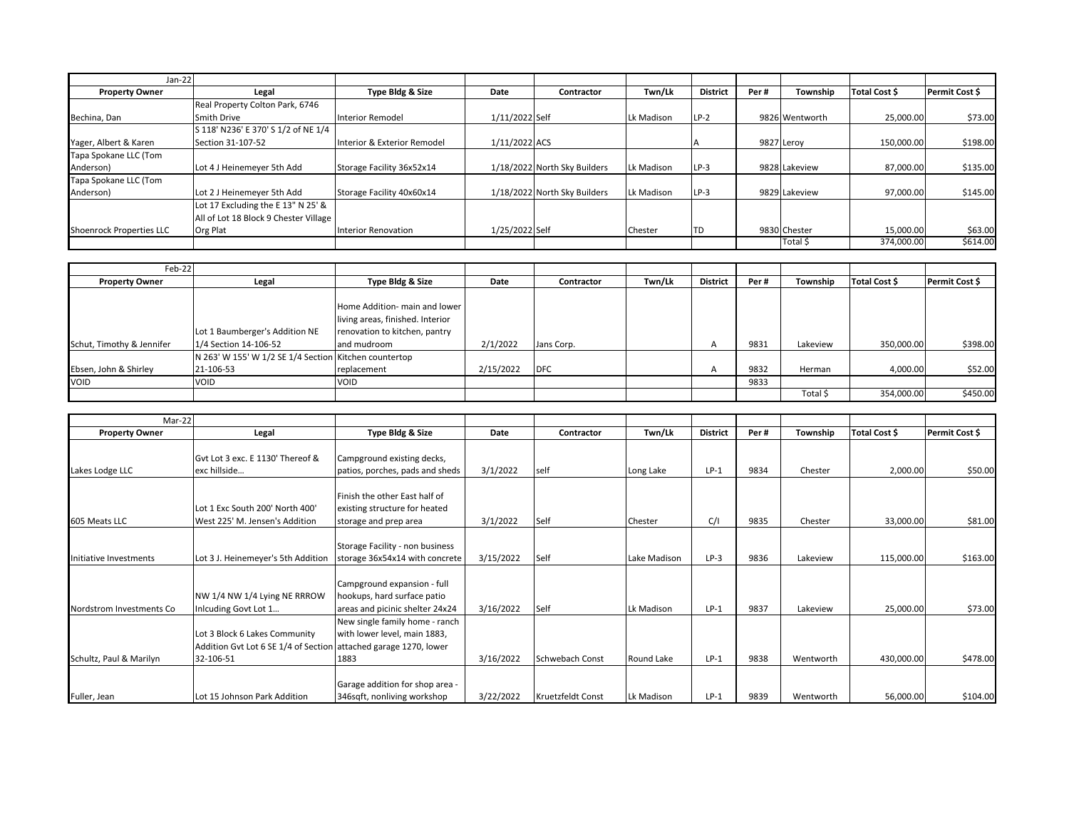| Jan-22 | | | | | | | | | | |
|---|---|---|---|---|---|---|---|---|---|---|
| **Property Owner** | **Legal** | **Type Bldg & Size** | **Date** | **Contractor** | **Twn/Lk** | **District** | **Per #** | **Township** | **Total Cost $** | **Permit Cost $** |
| Bechina, Dan | Real Property Colton Park, 6746 Smith Drive | Interior Remodel | 1/11/2022 | Self | Lk Madison | LP-2 | 9826 | Wentworth | 25,000.00 | $73.00 |
| Yager, Albert & Karen | S 118' N236' E 370' S 1/2 of NE 1/4 Section 31-107-52 | Interior & Exterior Remodel | 1/11/2022 | ACS | | A | 9827 | Leroy | 150,000.00 | $198.00 |
| Tapa Spokane LLC (Tom Anderson) | Lot 4 J Heinemeyer 5th Add | Storage Facility 36x52x14 | 1/18/2022 | North Sky Builders | Lk Madison | LP-3 | 9828 | Lakeview | 87,000.00 | $135.00 |
| Tapa Spokane LLC (Tom Anderson) | Lot 2 J Heinemeyer 5th Add | Storage Facility 40x60x14 | 1/18/2022 | North Sky Builders | Lk Madison | LP-3 | 9829 | Lakeview | 97,000.00 | $145.00 |
| Shoenrock Properties LLC | Lot 17 Excluding the E 13" N 25' & All of Lot 18 Block 9 Chester Village Org Plat | Interior Renovation | 1/25/2022 | Self | Chester | TD | 9830 | Chester | 15,000.00 | $63.00 |
| | | | | | | | | Total $ | 374,000.00 | $614.00 |

| Feb-22 | | | | | | | | | | |
|---|---|---|---|---|---|---|---|---|---|---|
| **Property Owner** | **Legal** | **Type Bldg & Size** | **Date** | **Contractor** | **Twn/Lk** | **District** | **Per #** | **Township** | **Total Cost $** | **Permit Cost $** |
| Schut, Timothy & Jennifer | Lot 1 Baumberger's Addition NE 1/4 Section 14-106-52 | Home Addition- main and lower living areas, finished. Interior renovation to kitchen, pantry and mudroom | 2/1/2022 | Jans Corp. | | A | 9831 | Lakeview | 350,000.00 | $398.00 |
| Ebsen, John & Shirley | N 263' W 155' W 1/2 SE 1/4 Section 21-106-53 | Kitchen countertop replacement | 2/15/2022 | DFC | | A | 9832 | Herman | 4,000.00 | $52.00 |
| VOID | VOID | VOID | | | | | 9833 | | | |
| | | | | | | | | Total $ | 354,000.00 | $450.00 |

| Mar-22 | | | | | | | | | | |
|---|---|---|---|---|---|---|---|---|---|---|
| **Property Owner** | **Legal** | **Type Bldg & Size** | **Date** | **Contractor** | **Twn/Lk** | **District** | **Per #** | **Township** | **Total Cost $** | **Permit Cost $** |
| Lakes Lodge LLC | Gvt Lot 3 exc. E 1130' Thereof & exc hillside… | Campground existing decks, patios, porches, pads and sheds | 3/1/2022 | self | Long Lake | LP-1 | 9834 | Chester | 2,000.00 | $50.00 |
| 605 Meats LLC | Lot 1 Exc South 200' North 400' West 225' M. Jensen's Addition | Finish the other East half of existing structure for heated storage and prep area | 3/1/2022 | Self | Chester | C/I | 9835 | Chester | 33,000.00 | $81.00 |
| Initiative Investments | Lot 3 J. Heinemeyer's 5th Addition | Storage Facility - non business storage 36x54x14 with concrete | 3/15/2022 | Self | Lake Madison | LP-3 | 9836 | Lakeview | 115,000.00 | $163.00 |
| Nordstrom Investments Co | NW 1/4 NW 1/4 Lying NE RRROW Inlcuding Govt Lot 1… | Campground expansion - full hookups, hard surface patio areas and picinic shelter 24x24 | 3/16/2022 | Self | Lk Madison | LP-1 | 9837 | Lakeview | 25,000.00 | $73.00 |
| Schultz, Paul & Marilyn | Lot 3 Block 6 Lakes Community Addition Gvt Lot 6 SE 1/4 of Section 32-106-51 | New single family home - ranch with lower level, main 1883, attached garage 1270, lower 1883 | 3/16/2022 | Schwebach Const | Round Lake | LP-1 | 9838 | Wentworth | 430,000.00 | $478.00 |
| Fuller, Jean | Lot 15 Johnson Park Addition | Garage addition for shop area - 346sqft, nonliving workshop | 3/22/2022 | Kruetzfeldt Const | Lk Madison | LP-1 | 9839 | Wentworth | 56,000.00 | $104.00 |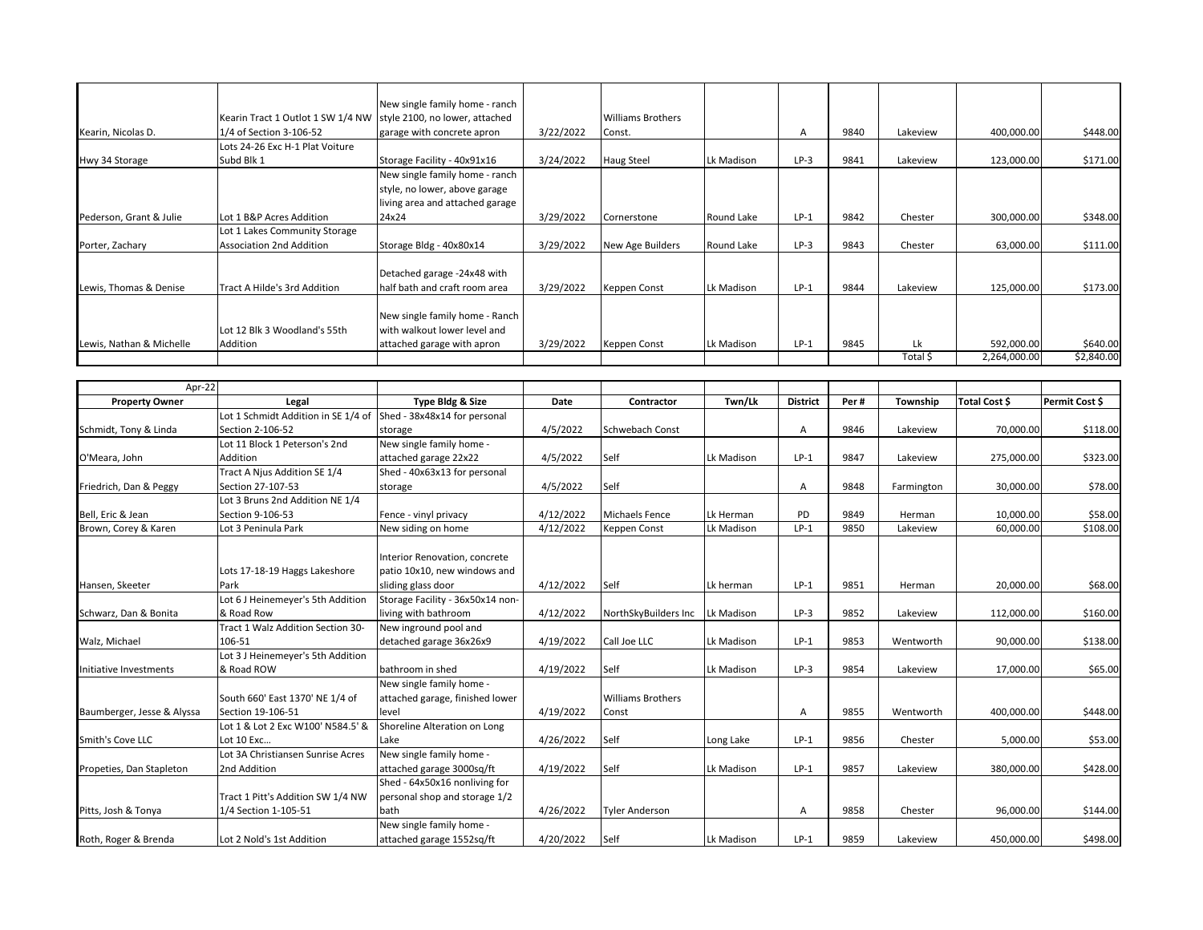| | | | | | | | | | | |
|---|---|---|---|---|---|---|---|---|---|---|
| Kearin, Nicolas D. | Kearin Tract 1 Outlot 1 SW 1/4 NW 1/4 of Section 3-106-52 | New single family home - ranch style 2100, no lower, attached garage with concrete apron | 3/22/2022 | Williams Brothers Const. | | A | 9840 | Lakeview | 400,000.00 | $448.00 |
| Hwy 34 Storage | Lots 24-26 Exc H-1 Plat Voiture Subd Blk 1 | Storage Facility - 40x91x16 | 3/24/2022 | Haug Steel | Lk Madison | LP-3 | 9841 | Lakeview | 123,000.00 | $171.00 |
| Pederson, Grant & Julie | Lot 1 B&P Acres Addition | New single family home - ranch style, no lower, above garage living area and attached garage 24x24 | 3/29/2022 | Cornerstone | Round Lake | LP-1 | 9842 | Chester | 300,000.00 | $348.00 |
| Porter, Zachary | Lot 1 Lakes Community Storage Association 2nd Addition | Storage Bldg - 40x80x14 | 3/29/2022 | New Age Builders | Round Lake | LP-3 | 9843 | Chester | 63,000.00 | $111.00 |
| Lewis, Thomas & Denise | Tract A Hilde's 3rd Addition | Detached garage -24x48 with half bath and craft room area | 3/29/2022 | Keppen Const | Lk Madison | LP-1 | 9844 | Lakeview | 125,000.00 | $173.00 |
| Lewis, Nathan & Michelle | Lot 12 Blk 3 Woodland's 55th Addition | New single family home - Ranch with walkout lower level and attached garage with apron | 3/29/2022 | Keppen Const | Lk Madison | LP-1 | 9845 | Lk | 592,000.00 | $640.00 |
| | | | | | | | | Total $ | 2,264,000.00 | $2,840.00 |

| Apr-22 | | | | | | | | | | |
|---|---|---|---|---|---|---|---|---|---|---|
| **Property Owner** | **Legal** | **Type Bldg & Size** | **Date** | **Contractor** | **Twn/Lk** | **District** | **Per #** | **Township** | **Total Cost $** | **Permit Cost $** |
| Schmidt, Tony & Linda | Lot 1 Schmidt Addition in SE 1/4 of Section 2-106-52 | Shed - 38x48x14 for personal storage | 4/5/2022 | Schwebach Const | | A | 9846 | Lakeview | 70,000.00 | $118.00 |
| O'Meara, John | Lot 11 Block 1 Peterson's 2nd Addition | New single family home - attached garage 22x22 | 4/5/2022 | Self | Lk Madison | LP-1 | 9847 | Lakeview | 275,000.00 | $323.00 |
| Friedrich, Dan & Peggy | Tract A Njus Addition SE 1/4 Section 27-107-53 | Shed - 40x63x13 for personal storage | 4/5/2022 | Self | | A | 9848 | Farmington | 30,000.00 | $78.00 |
| Bell, Eric & Jean | Lot 3 Bruns 2nd Addition NE 1/4 Section 9-106-53 | Fence - vinyl privacy | 4/12/2022 | Michaels Fence | Lk Herman | PD | 9849 | Herman | 10,000.00 | $58.00 |
| Brown, Corey & Karen | Lot 3 Peninula Park | New siding on home | 4/12/2022 | Keppen Const | Lk Madison | LP-1 | 9850 | Lakeview | 60,000.00 | $108.00 |
| Hansen, Skeeter | Lots 17-18-19 Haggs Lakeshore Park | Interior Renovation, concrete patio 10x10, new windows and sliding glass door | 4/12/2022 | Self | Lk herman | LP-1 | 9851 | Herman | 20,000.00 | $68.00 |
| Schwarz, Dan & Bonita | Lot 6 J Heinemeyer's 5th Addition & Road Row | Storage Facility - 36x50x14 non-living with bathroom | 4/12/2022 | NorthSkyBuilders Inc | Lk Madison | LP-3 | 9852 | Lakeview | 112,000.00 | $160.00 |
| Walz, Michael | Tract 1 Walz Addition Section 30-106-51 | New inground pool and detached garage 36x26x9 | 4/19/2022 | Call Joe LLC | Lk Madison | LP-1 | 9853 | Wentworth | 90,000.00 | $138.00 |
| Initiative Investments | Lot 3 J Heinemeyer's 5th Addition & Road ROW | bathroom in shed | 4/19/2022 | Self | Lk Madison | LP-3 | 9854 | Lakeview | 17,000.00 | $65.00 |
| Baumberger, Jesse & Alyssa | South 660' East 1370' NE 1/4 of Section 19-106-51 | New single family home - attached garage, finished lower level | 4/19/2022 | Williams Brothers Const | | A | 9855 | Wentworth | 400,000.00 | $448.00 |
| Smith's Cove LLC | Lot 1 & Lot 2 Exc W100' N584.5' & Lot 10 Exc… | Shoreline Alteration on Long Lake | 4/26/2022 | Self | Long Lake | LP-1 | 9856 | Chester | 5,000.00 | $53.00 |
| Propeties, Dan Stapleton | Lot 3A Christiansen Sunrise Acres 2nd Addition | New single family home - attached garage 3000sq/ft | 4/19/2022 | Self | Lk Madison | LP-1 | 9857 | Lakeview | 380,000.00 | $428.00 |
| Pitts, Josh & Tonya | Tract 1 Pitt's Addition SW 1/4 NW 1/4 Section 1-105-51 | Shed - 64x50x16 nonliving for personal shop and storage 1/2 bath | 4/26/2022 | Tyler Anderson | | A | 9858 | Chester | 96,000.00 | $144.00 |
| Roth, Roger & Brenda | Lot 2 Nold's 1st Addition | New single family home - attached garage 1552sq/ft | 4/20/2022 | Self | Lk Madison | LP-1 | 9859 | Lakeview | 450,000.00 | $498.00 |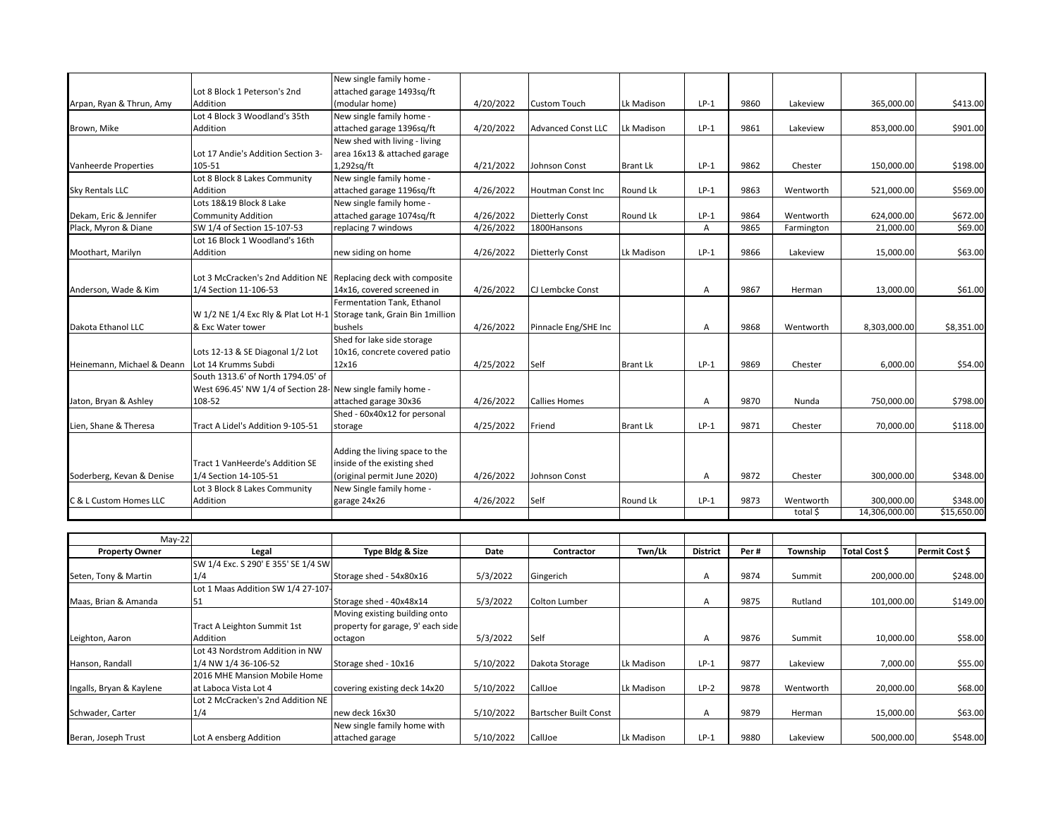| Property Owner | Legal | Type Bldg & Size | Date | Contractor | Twn/Lk | District | Per # | Township | Total Cost $ | Permit Cost $ |
|---|---|---|---|---|---|---|---|---|---|---|
| Arpan, Ryan & Thrun, Amy | Lot 8 Block 1 Peterson's 2nd Addition | New single family home - attached garage 1493sq/ft (modular home) | 4/20/2022 | Custom Touch | Lk Madison | LP-1 | 9860 | Lakeview | 365,000.00 | $413.00 |
| Brown, Mike | Lot 4 Block 3 Woodland's 35th Addition | New single family home - attached garage 1396sq/ft | 4/20/2022 | Advanced Const LLC | Lk Madison | LP-1 | 9861 | Lakeview | 853,000.00 | $901.00 |
| Vanheerde Properties | Lot 17 Andie's Addition Section 3-105-51 | New shed with living - living area 16x13 & attached garage 1,292sq/ft | 4/21/2022 | Johnson Const | Brant Lk | LP-1 | 9862 | Chester | 150,000.00 | $198.00 |
| Sky Rentals LLC | Lot 8 Block 8 Lakes Community Addition | New single family home - attached garage 1196sq/ft | 4/26/2022 | Houtman Const Inc | Round Lk | LP-1 | 9863 | Wentworth | 521,000.00 | $569.00 |
| Dekam, Eric & Jennifer | Lots 18&19 Block 8 Lake Community Addition | New single family home - attached garage 1074sq/ft | 4/26/2022 | Dietterly Const | Round Lk | LP-1 | 9864 | Wentworth | 624,000.00 | $672.00 |
| Plack, Myron & Diane | SW 1/4 of Section 15-107-53 | replacing 7 windows | 4/26/2022 | 1800Hansons | | A | 9865 | Farmington | 21,000.00 | $69.00 |
| Moothart, Marilyn | Lot 16 Block 1 Woodland's 16th Addition | new siding on home | 4/26/2022 | Dietterly Const | Lk Madison | LP-1 | 9866 | Lakeview | 15,000.00 | $63.00 |
| Anderson, Wade & Kim | Lot 3 McCracken's 2nd Addition NE 1/4 Section 11-106-53 | Replacing deck with composite 14x16, covered screened in | 4/26/2022 | CJ Lembcke Const | | A | 9867 | Herman | 13,000.00 | $61.00 |
| Dakota Ethanol LLC | W 1/2 NE 1/4 Exc Rly & Plat Lot H-1 & Exc Water tower | Fermentation Tank, Ethanol Storage tank, Grain Bin 1million bushels | 4/26/2022 | Pinnacle Eng/SHE Inc | | A | 9868 | Wentworth | 8,303,000.00 | $8,351.00 |
| Heinemann, Michael & Deann | Lots 12-13 & SE Diagonal 1/2 Lot Lot 14 Krumms Subdi | Shed for lake side storage 10x16, concrete covered patio 12x16 | 4/25/2022 | Self | Brant Lk | LP-1 | 9869 | Chester | 6,000.00 | $54.00 |
| Jaton, Bryan & Ashley | South 1313.6' of North 1794.05' of West 696.45' NW 1/4 of Section 28-108-52 | New single family home - attached garage 30x36 | 4/26/2022 | Callies Homes | | A | 9870 | Nunda | 750,000.00 | $798.00 |
| Lien, Shane & Theresa | Tract A Lidel's Addition 9-105-51 | Shed - 60x40x12 for personal storage | 4/25/2022 | Friend | Brant Lk | LP-1 | 9871 | Chester | 70,000.00 | $118.00 |
| Soderberg, Kevan & Denise | Tract 1 VanHeerde's Addition SE 1/4 Section 14-105-51 | Adding the living space to the inside of the existing shed (original permit June 2020) | 4/26/2022 | Johnson Const | | A | 9872 | Chester | 300,000.00 | $348.00 |
| C & L Custom Homes LLC | Lot 3 Block 8 Lakes Community Addition | New Single family home - garage 24x26 | 4/26/2022 | Self | Round Lk | LP-1 | 9873 | Wentworth | 300,000.00 | $348.00 |
| | | | | | | | | total $ | 14,306,000.00 | $15,650.00 |

| May-22 | | | | | | | | | | |
|---|---|---|---|---|---|---|---|---|---|---|
| **Property Owner** | **Legal** | **Type Bldg & Size** | **Date** | **Contractor** | **Twn/Lk** | **District** | **Per #** | **Township** | **Total Cost $** | **Permit Cost $** |
| Seten, Tony & Martin | SW 1/4 Exc. S 290' E 355' SE 1/4 SW 1/4 | Storage shed - 54x80x16 | 5/3/2022 | Gingerich | | A | 9874 | Summit | 200,000.00 | $248.00 |
| Maas, Brian & Amanda | Lot 1 Maas Addition SW 1/4 27-107-51 | Storage shed - 40x48x14 | 5/3/2022 | Colton Lumber | | A | 9875 | Rutland | 101,000.00 | $149.00 |
| Leighton, Aaron | Tract A Leighton Summit 1st Addition | Moving existing building onto property for garage, 9' each side octagon | 5/3/2022 | Self | | A | 9876 | Summit | 10,000.00 | $58.00 |
| Hanson, Randall | Lot 43 Nordstrom Addition in NW 1/4 NW 1/4 36-106-52 | Storage shed - 10x16 | 5/10/2022 | Dakota Storage | Lk Madison | LP-1 | 9877 | Lakeview | 7,000.00 | $55.00 |
| Ingalls, Bryan & Kaylene | 2016 MHE Mansion Mobile Home at Laboca Vista Lot 4 | covering existing deck 14x20 | 5/10/2022 | CallJoe | Lk Madison | LP-2 | 9878 | Wentworth | 20,000.00 | $68.00 |
| Schwader, Carter | Lot 2 McCracken's 2nd Addition NE 1/4 | new deck 16x30 | 5/10/2022 | Bartscher Built Const | | A | 9879 | Herman | 15,000.00 | $63.00 |
| Beran, Joseph Trust | Lot A ensberg Addition | New single family home with attached garage | 5/10/2022 | CallJoe | Lk Madison | LP-1 | 9880 | Lakeview | 500,000.00 | $548.00 |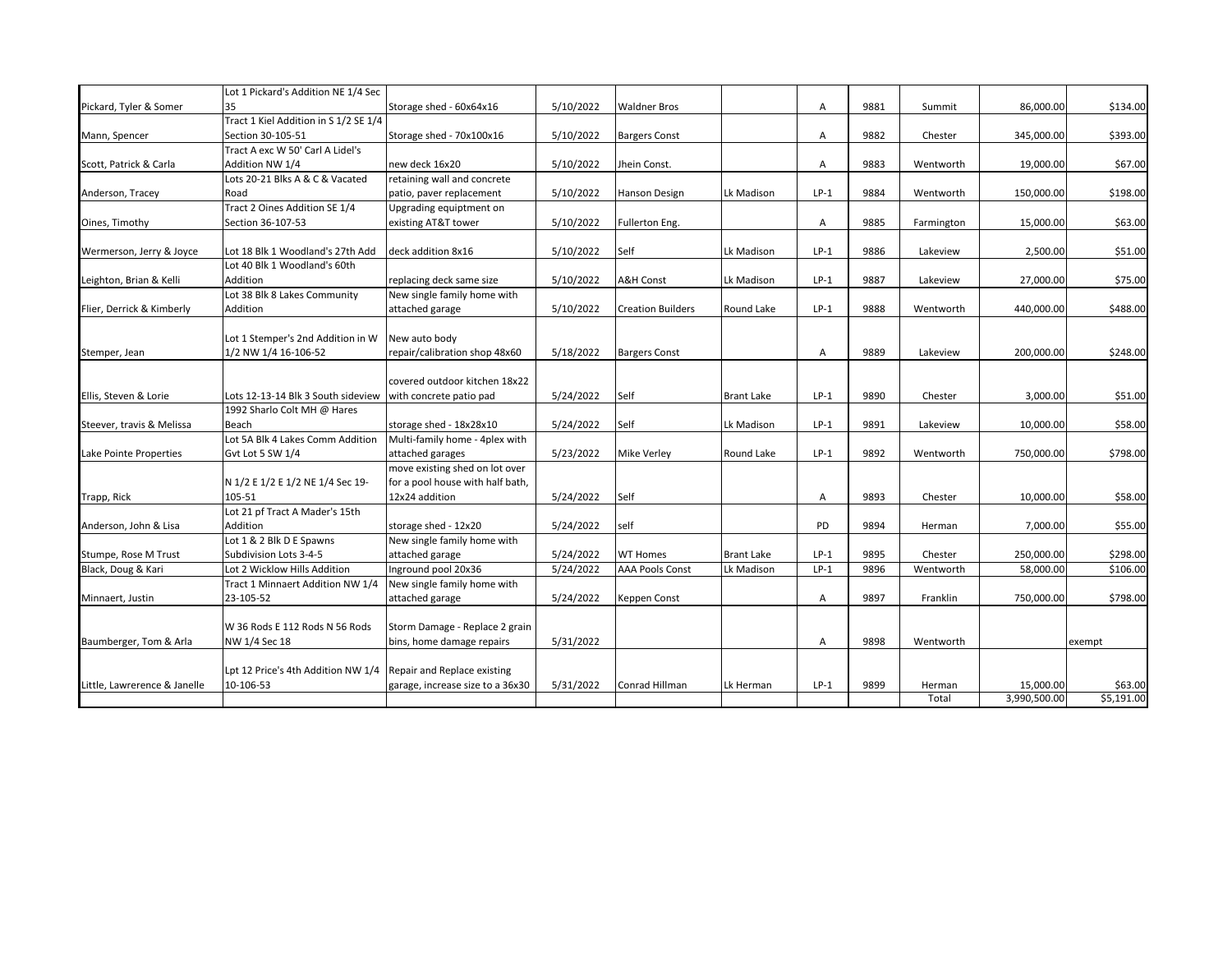| | | | | | | | | | | |
|---|---|---|---|---|---|---|---|---|---|---|
| Pickard, Tyler & Somer | Lot 1 Pickard's Addition NE 1/4 Sec 35 | Storage shed - 60x64x16 | 5/10/2022 | Waldner Bros | | A | 9881 | Summit | 86,000.00 | $134.00 |
| Mann, Spencer | Tract 1 Kiel Addition in S 1/2 SE 1/4 Section 30-105-51 | Storage shed - 70x100x16 | 5/10/2022 | Bargers Const | | A | 9882 | Chester | 345,000.00 | $393.00 |
| Scott, Patrick & Carla | Tract A exc W 50' Carl A Lidel's Addition NW 1/4 | new deck 16x20 | 5/10/2022 | Jhein Const. | | A | 9883 | Wentworth | 19,000.00 | $67.00 |
| Anderson, Tracey | Lots 20-21 Blks A & C & Vacated Road | retaining wall and concrete patio, paver replacement | 5/10/2022 | Hanson Design | Lk Madison | LP-1 | 9884 | Wentworth | 150,000.00 | $198.00 |
| Oines, Timothy | Tract 2 Oines Addition SE 1/4 Section 36-107-53 | Upgrading equiptment on existing AT&T tower | 5/10/2022 | Fullerton Eng. | | A | 9885 | Farmington | 15,000.00 | $63.00 |
| Wermerson, Jerry & Joyce | Lot 18 Blk 1 Woodland's 27th Add | deck addition 8x16 | 5/10/2022 | Self | Lk Madison | LP-1 | 9886 | Lakeview | 2,500.00 | $51.00 |
| Leighton, Brian & Kelli | Lot 40 Blk 1 Woodland's 60th Addition | replacing deck same size | 5/10/2022 | A&H Const | Lk Madison | LP-1 | 9887 | Lakeview | 27,000.00 | $75.00 |
| Flier, Derrick & Kimberly | Lot 38 Blk 8 Lakes Community Addition | New single family home with attached garage | 5/10/2022 | Creation Builders | Round Lake | LP-1 | 9888 | Wentworth | 440,000.00 | $488.00 |
| Stemper, Jean | Lot 1 Stemper's 2nd Addition in W 1/2 NW 1/4 16-106-52 | New auto body repair/calibration shop 48x60 | 5/18/2022 | Bargers Const | | A | 9889 | Lakeview | 200,000.00 | $248.00 |
| Ellis, Steven & Lorie | Lots 12-13-14 Blk 3 South sideview | covered outdoor kitchen 18x22 with concrete patio pad | 5/24/2022 | Self | Brant Lake | LP-1 | 9890 | Chester | 3,000.00 | $51.00 |
| Steever, travis & Melissa | 1992 Sharlo Colt MH @ Hares Beach | storage shed - 18x28x10 | 5/24/2022 | Self | Lk Madison | LP-1 | 9891 | Lakeview | 10,000.00 | $58.00 |
| Lake Pointe Properties | Lot 5A Blk 4 Lakes Comm Addition Gvt Lot 5 SW 1/4 | Multi-family home - 4plex with attached garages | 5/23/2022 | Mike Verley | Round Lake | LP-1 | 9892 | Wentworth | 750,000.00 | $798.00 |
| Trapp, Rick | N 1/2 E 1/2 E 1/2 NE 1/4 Sec 19-105-51 | move existing shed on lot over for a pool house with half bath, 12x24 addition | 5/24/2022 | Self | | A | 9893 | Chester | 10,000.00 | $58.00 |
| Anderson, John & Lisa | Lot 21 pf Tract A Mader's 15th Addition | storage shed - 12x20 | 5/24/2022 | self | | PD | 9894 | Herman | 7,000.00 | $55.00 |
| Stumpe, Rose M Trust | Lot 1 & 2 Blk D E Spawns Subdivision Lots 3-4-5 | New single family home with attached garage | 5/24/2022 | WT Homes | Brant Lake | LP-1 | 9895 | Chester | 250,000.00 | $298.00 |
| Black, Doug & Kari | Lot 2 Wicklow Hills Addition | Inground pool 20x36 | 5/24/2022 | AAA Pools Const | Lk Madison | LP-1 | 9896 | Wentworth | 58,000.00 | $106.00 |
| Minnaert, Justin | Tract 1 Minnaert Addition NW 1/4 23-105-52 | New single family home with attached garage | 5/24/2022 | Keppen Const | | A | 9897 | Franklin | 750,000.00 | $798.00 |
| Baumberger, Tom & Arla | W 36 Rods E 112 Rods N 56 Rods NW 1/4 Sec 18 | Storm Damage - Replace 2 grain bins, home damage repairs | 5/31/2022 | | | A | 9898 | Wentworth | | exempt |
| Little, Lawrerence & Janelle | Lpt 12 Price's 4th Addition NW 1/4 10-106-53 | Repair and Replace existing garage, increase size to a 36x30 | 5/31/2022 | Conrad Hillman | Lk Herman | LP-1 | 9899 | Herman | 15,000.00 | $63.00 |
| | | | | | | | | Total | 3,990,500.00 | $5,191.00 |